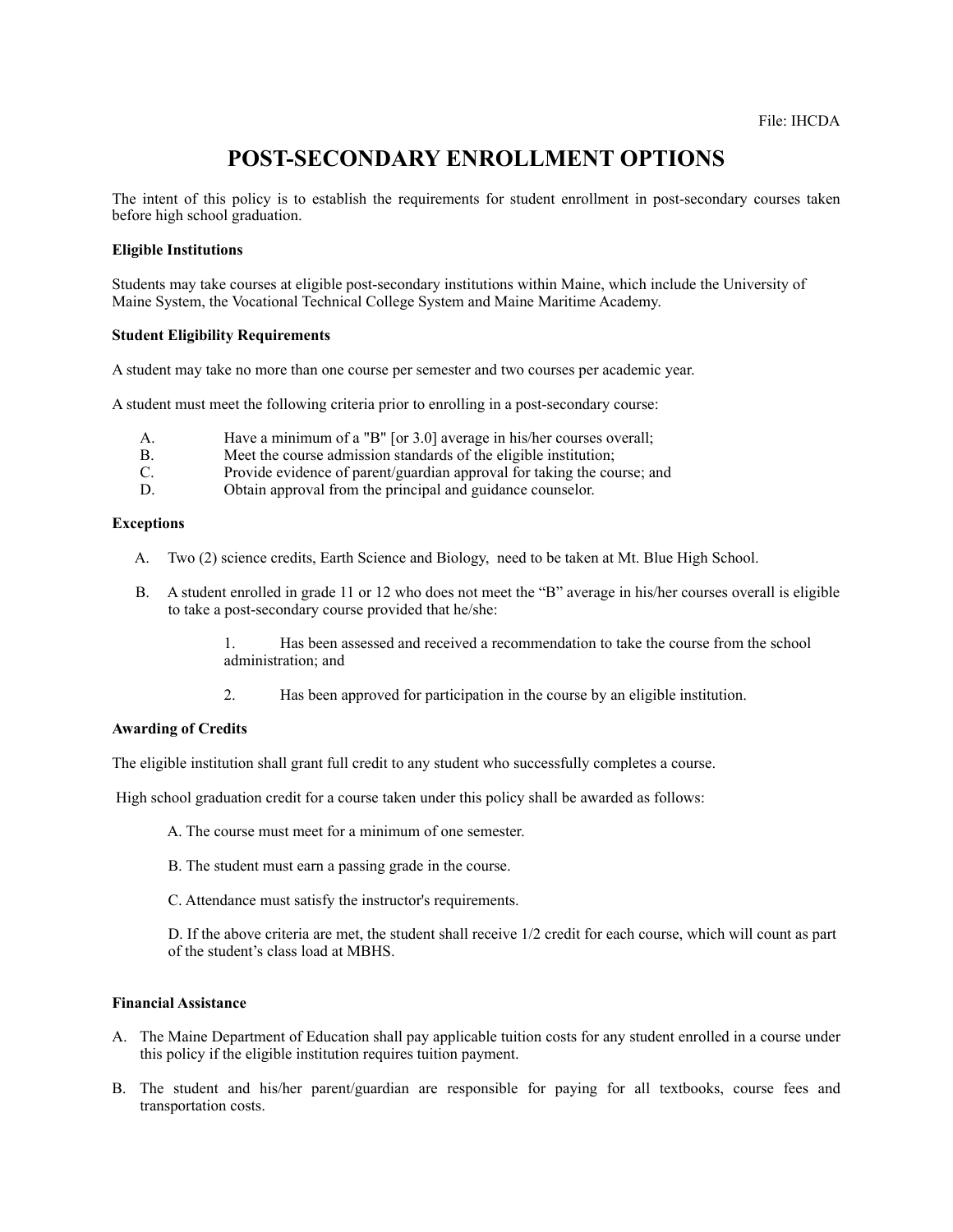File: IHCDA

# POST-SECONDARY ENROLLMENT OPTIONS

The intent of this policy is to establish the requirements for student enrollment in post-secondary courses taken before high school graduation.

**Eligible Institutions**

Students may take courses at eligible post-secondary institutions within Maine, which include the University of Maine System, the Vocational Technical College System and Maine Maritime Academy.

**Student Eligibility Requirements**

A student may take no more than one course per semester and two courses per academic year.

A student must meet the following criteria prior to enrolling in a post-secondary course:

A. Have a minimum of a "B" [or 3.0] average in his/her courses overall;
B. Meet the course admission standards of the eligible institution;
C. Provide evidence of parent/guardian approval for taking the course; and
D. Obtain approval from the principal and guidance counselor.

**Exceptions**

A. Two (2) science credits, Earth Science and Biology, need to be taken at Mt. Blue High School.

B. A student enrolled in grade 11 or 12 who does not meet the "B" average in his/her courses overall is eligible to take a post-secondary course provided that he/she:

1. Has been assessed and received a recommendation to take the course from the school administration; and

2. Has been approved for participation in the course by an eligible institution.

**Awarding of Credits**

The eligible institution shall grant full credit to any student who successfully completes a course.

High school graduation credit for a course taken under this policy shall be awarded as follows:

A. The course must meet for a minimum of one semester.

B. The student must earn a passing grade in the course.

C. Attendance must satisfy the instructor's requirements.

D. If the above criteria are met, the student shall receive 1/2 credit for each course, which will count as part of the student's class load at MBHS.

**Financial Assistance**

A. The Maine Department of Education shall pay applicable tuition costs for any student enrolled in a course under this policy if the eligible institution requires tuition payment.

B. The student and his/her parent/guardian are responsible for paying for all textbooks, course fees and transportation costs.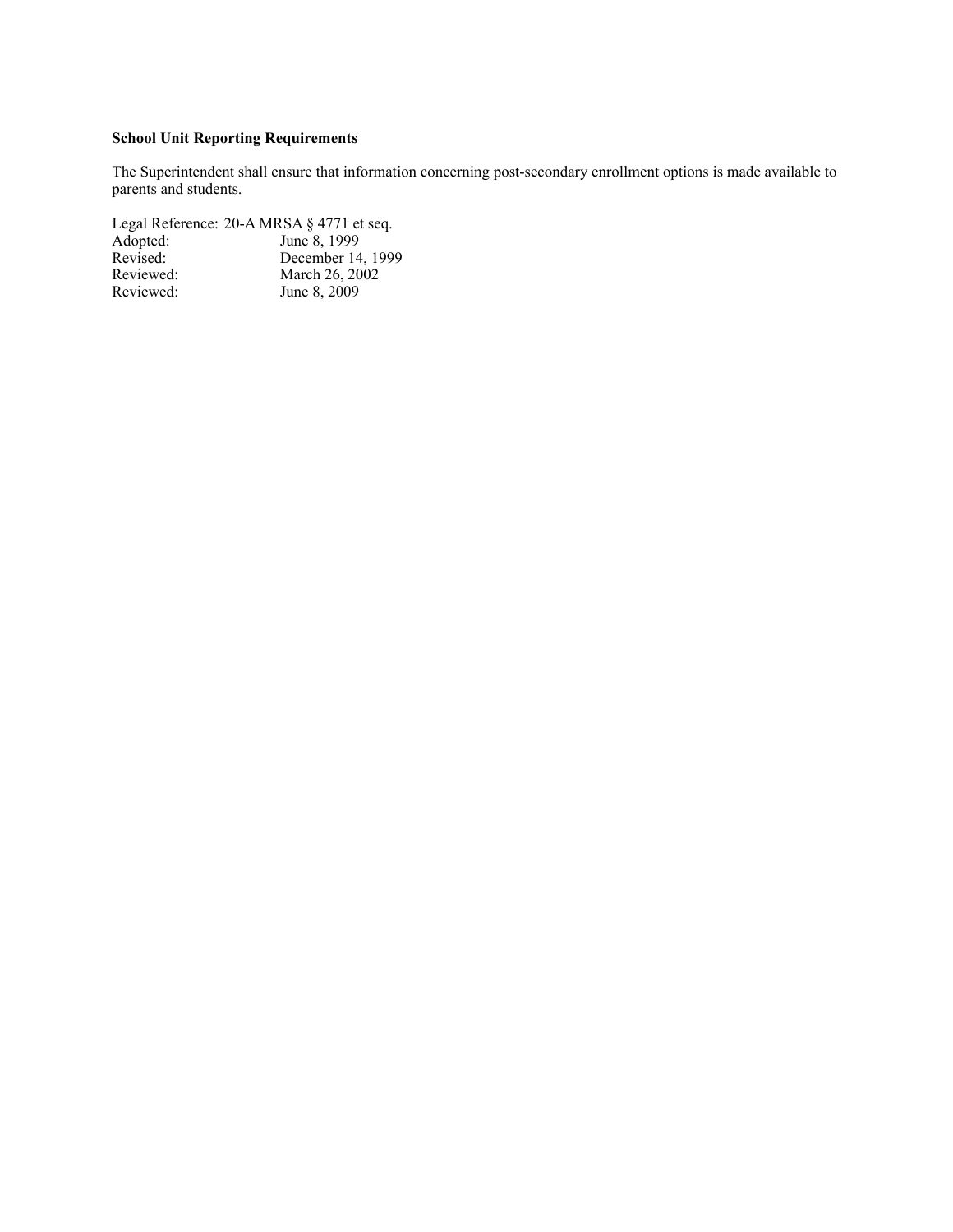**School Unit Reporting Requirements**

The Superintendent shall ensure that information concerning post-secondary enrollment options is made available to parents and students.

Legal Reference: 20-A MRSA § 4771 et seq.
Adopted: June 8, 1999
Revised: December 14, 1999
Reviewed: March 26, 2002
Reviewed: June 8, 2009